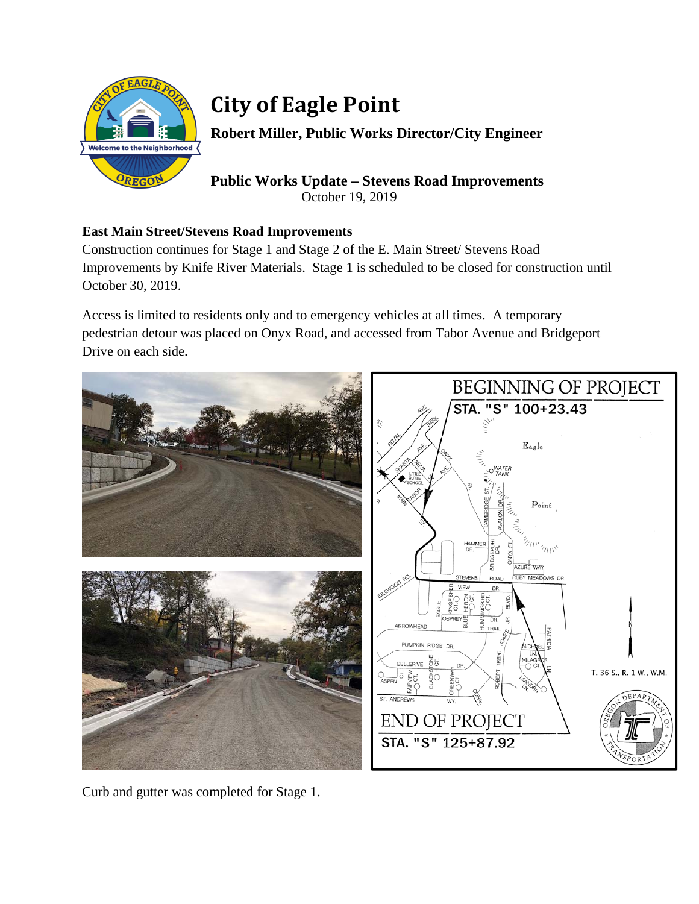# City of Eagle Point

**Robert Miller, Public Works Director/City Engineer**

**Public Works Update – Stevens Road Improvements**
October 19, 2019

## East Main Street/Stevens Road Improvements

Construction continues for Stage 1 and Stage 2 of the E. Main Street/ Stevens Road Improvements by Knife River Materials. Stage 1 is scheduled to be closed for construction until October 30, 2019.

Access is limited to residents only and to emergency vehicles at all times. A temporary pedestrian detour was placed on Onyx Road, and accessed from Tabor Avenue and Bridgeport Drive on each side.

Curb and gutter was completed for Stage 1.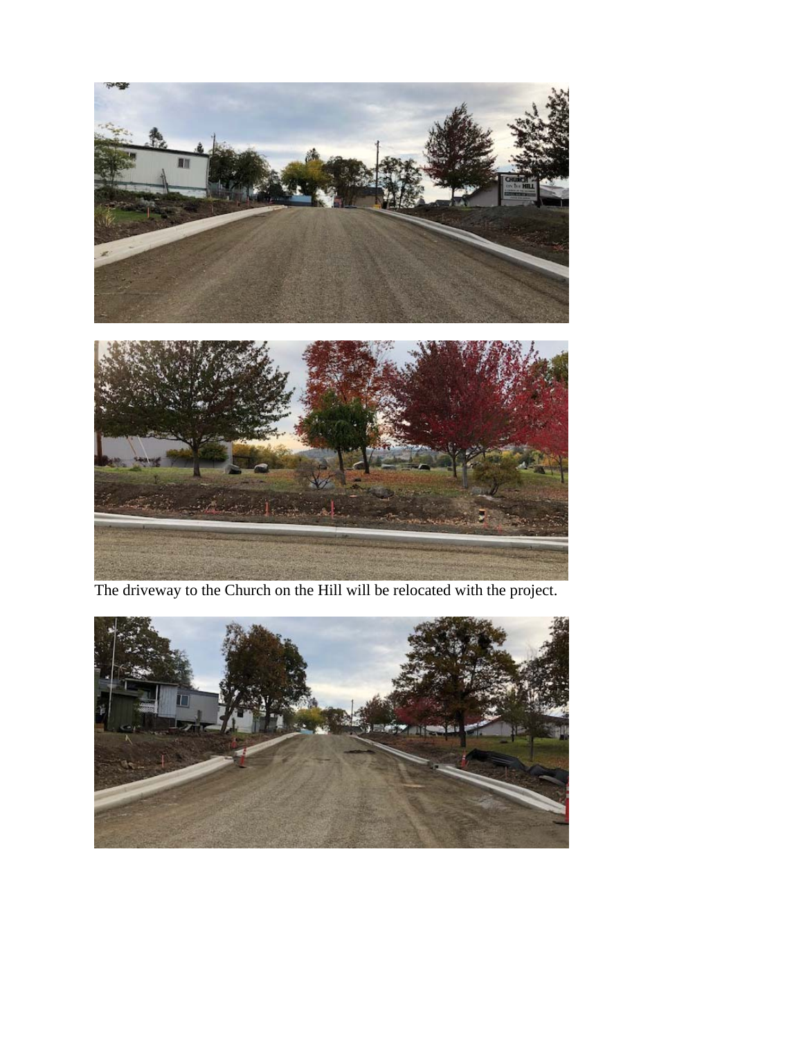The driveway to the Church on the Hill will be relocated with the project.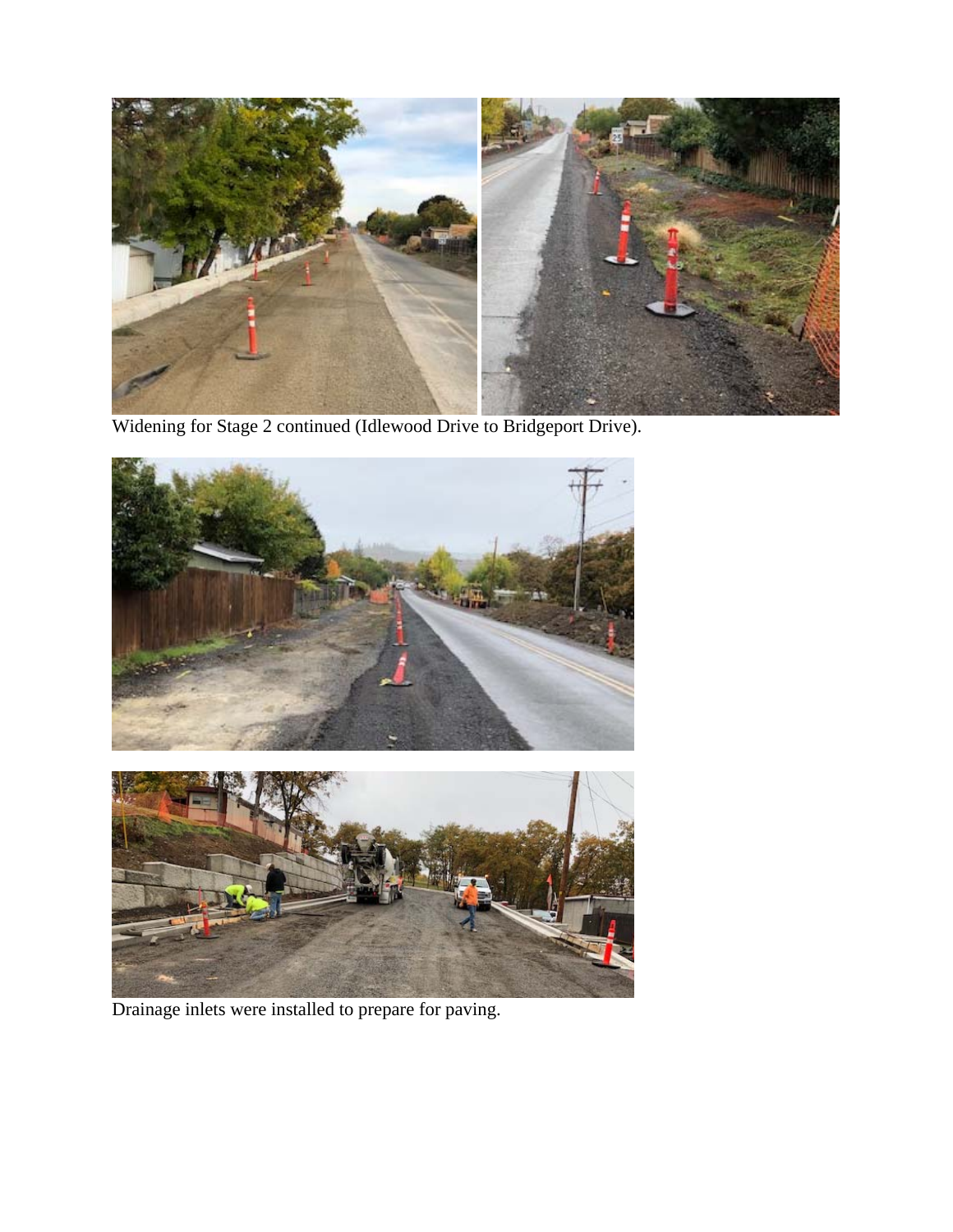Widening for Stage 2 continued (Idlewood Drive to Bridgeport Drive).

Drainage inlets were installed to prepare for paving.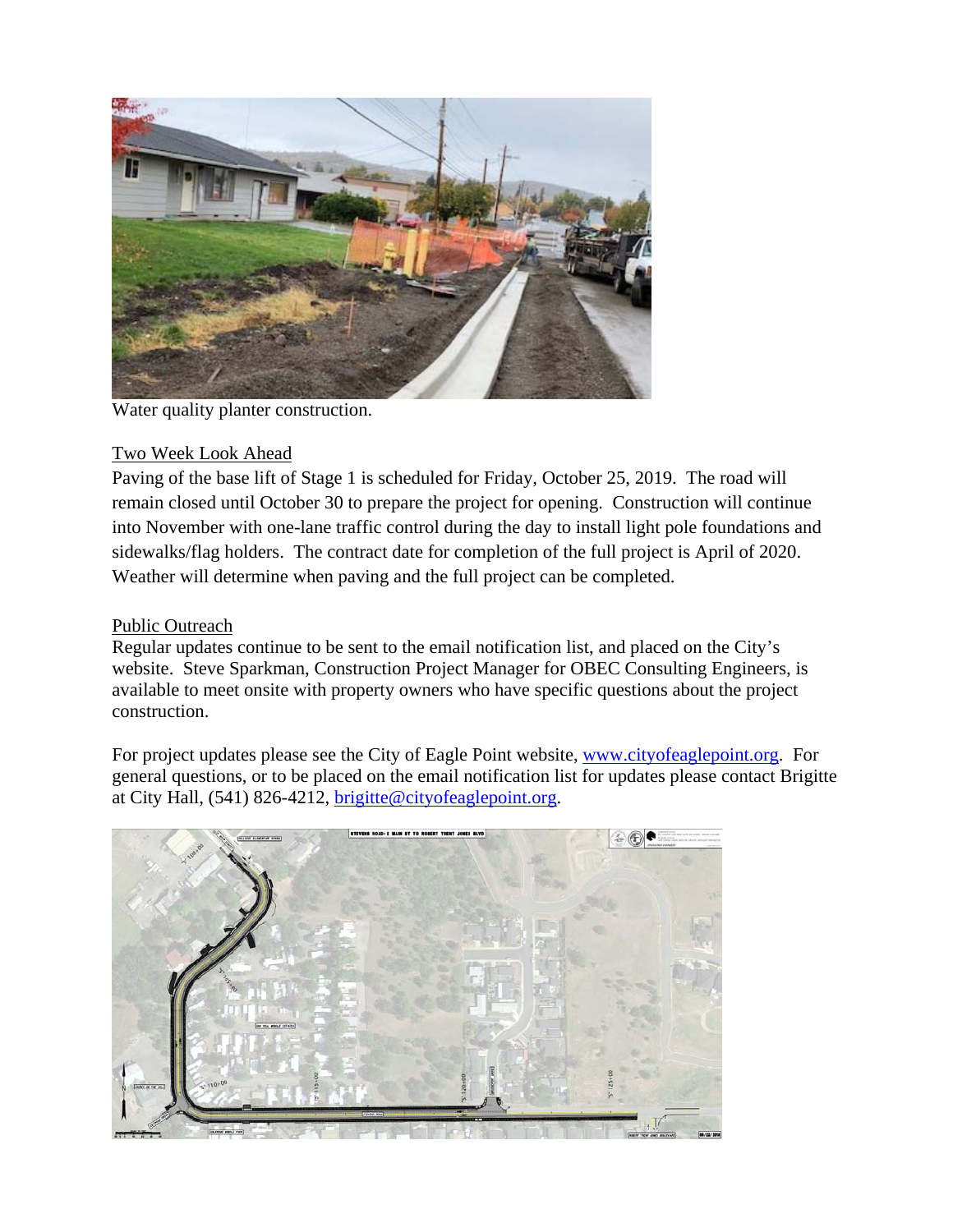Water quality planter construction.

Two Week Look Ahead

Paving of the base lift of Stage 1 is scheduled for Friday, October 25, 2019. The road will remain closed until October 30 to prepare the project for opening. Construction will continue into November with one-lane traffic control during the day to install light pole foundations and sidewalks/flag holders. The contract date for completion of the full project is April of 2020. Weather will determine when paving and the full project can be completed.

Public Outreach

Regular updates continue to be sent to the email notification list, and placed on the City's website. Steve Sparkman, Construction Project Manager for OBEC Consulting Engineers, is available to meet onsite with property owners who have specific questions about the project construction.

For project updates please see the City of Eagle Point website, [www.cityofeaglepoint.org](http://www.cityofeaglepoint.org). For general questions, or to be placed on the email notification list for updates please contact Brigitte at City Hall, (541) 826-4212, [brigitte@cityofeaglepoint.org](mailto:brigitte@cityofeaglepoint.org).